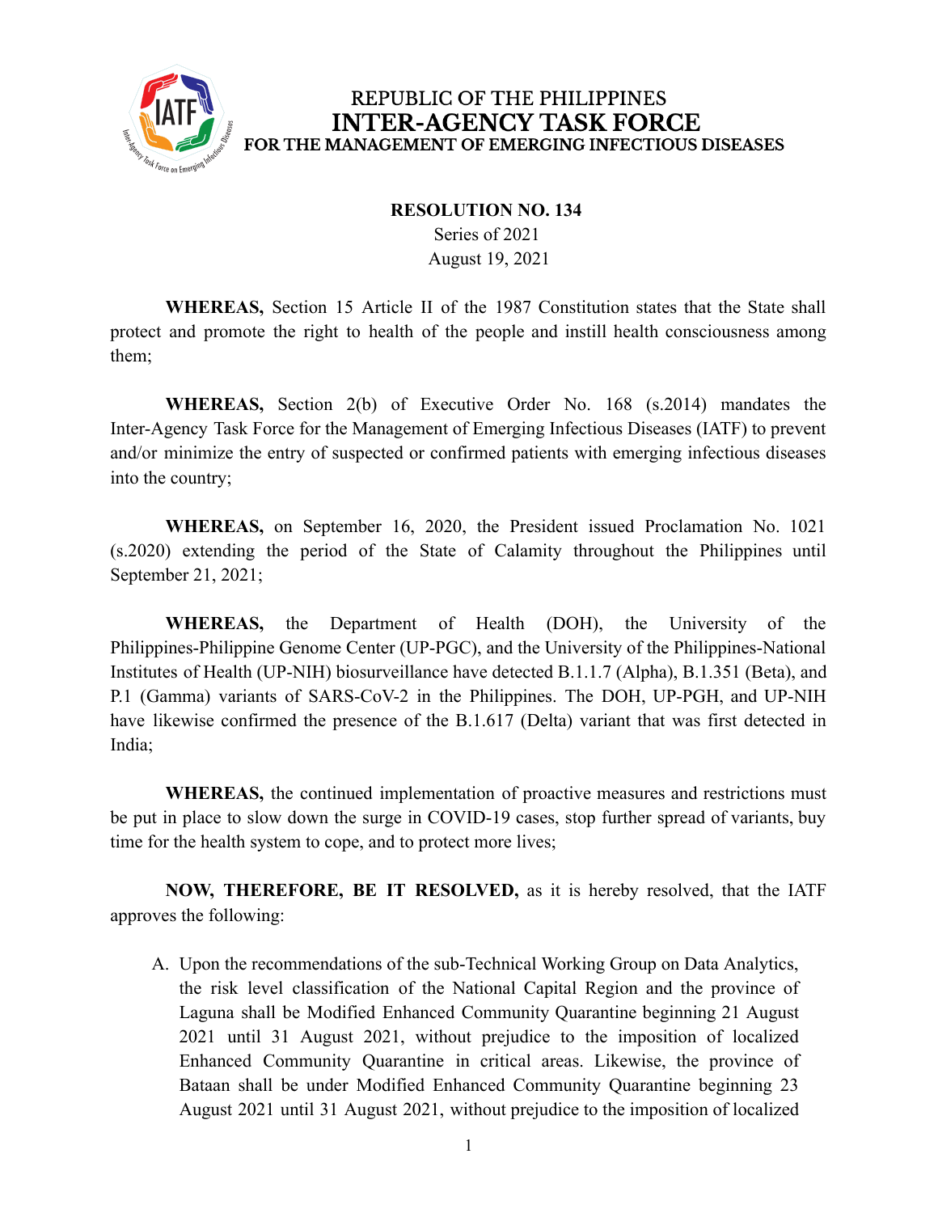REPUBLIC OF THE PHILIPPINES

# INTER-AGENCY TASK FORCE

## FOR THE MANAGEMENT OF EMERGING INFECTIOUS DISEASES

**RESOLUTION NO. 134**

Series of 2021

August 19, 2021

**WHEREAS,** Section 15 Article II of the 1987 Constitution states that the State shall protect and promote the right to health of the people and instill health consciousness among them;

**WHEREAS,** Section 2(b) of Executive Order No. 168 (s.2014) mandates the Inter-Agency Task Force for the Management of Emerging Infectious Diseases (IATF) to prevent and/or minimize the entry of suspected or confirmed patients with emerging infectious diseases into the country;

**WHEREAS,** on September 16, 2020, the President issued Proclamation No. 1021 (s.2020) extending the period of the State of Calamity throughout the Philippines until September 21, 2021;

**WHEREAS,** the Department of Health (DOH), the University of the Philippines-Philippine Genome Center (UP-PGC), and the University of the Philippines-National Institutes of Health (UP-NIH) biosurveillance have detected B.1.1.7 (Alpha), B.1.351 (Beta), and P.1 (Gamma) variants of SARS-CoV-2 in the Philippines. The DOH, UP-PGH, and UP-NIH have likewise confirmed the presence of the B.1.617 (Delta) variant that was first detected in India;

**WHEREAS,** the continued implementation of proactive measures and restrictions must be put in place to slow down the surge in COVID-19 cases, stop further spread of variants, buy time for the health system to cope, and to protect more lives;

**NOW, THEREFORE, BE IT RESOLVED,** as it is hereby resolved, that the IATF approves the following:

A. Upon the recommendations of the sub-Technical Working Group on Data Analytics, the risk level classification of the National Capital Region and the province of Laguna shall be Modified Enhanced Community Quarantine beginning 21 August 2021 until 31 August 2021, without prejudice to the imposition of localized Enhanced Community Quarantine in critical areas. Likewise, the province of Bataan shall be under Modified Enhanced Community Quarantine beginning 23 August 2021 until 31 August 2021, without prejudice to the imposition of localized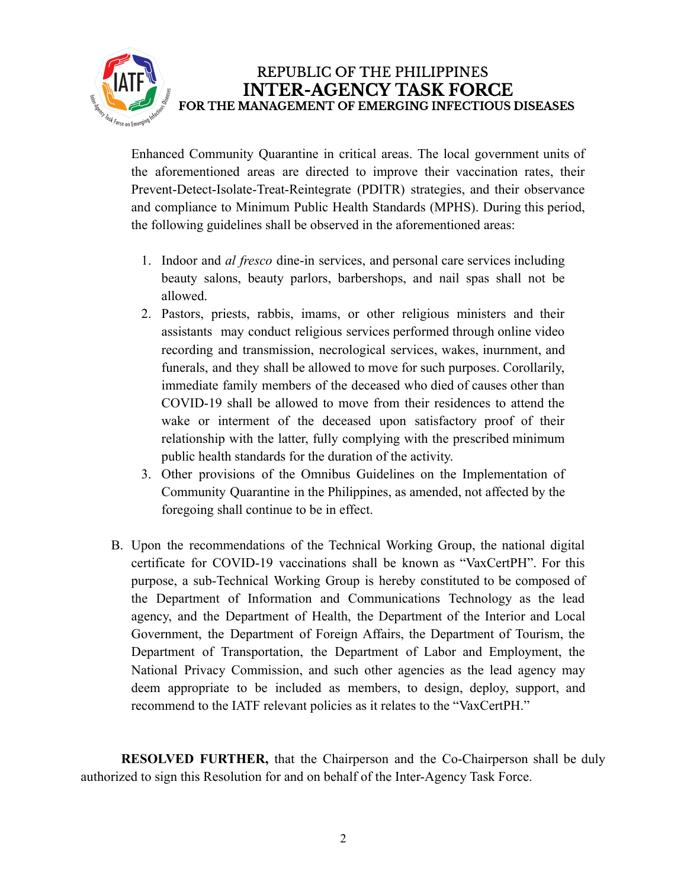Enhanced Community Quarantine in critical areas. The local government units of the aforementioned areas are directed to improve their vaccination rates, their Prevent-Detect-Isolate-Treat-Reintegrate (PDITR) strategies, and their observance and compliance to Minimum Public Health Standards (MPHS). During this period, the following guidelines shall be observed in the aforementioned areas:

1. Indoor and *al fresco* dine-in services, and personal care services including beauty salons, beauty parlors, barbershops, and nail spas shall not be allowed.
2. Pastors, priests, rabbis, imams, or other religious ministers and their assistants may conduct religious services performed through online video recording and transmission, necrological services, wakes, inurnment, and funerals, and they shall be allowed to move for such purposes. Corollarily, immediate family members of the deceased who died of causes other than COVID-19 shall be allowed to move from their residences to attend the wake or interment of the deceased upon satisfactory proof of their relationship with the latter, fully complying with the prescribed minimum public health standards for the duration of the activity.
3. Other provisions of the Omnibus Guidelines on the Implementation of Community Quarantine in the Philippines, as amended, not affected by the foregoing shall continue to be in effect.

B. Upon the recommendations of the Technical Working Group, the national digital certificate for COVID-19 vaccinations shall be known as "VaxCertPH". For this purpose, a sub-Technical Working Group is hereby constituted to be composed of the Department of Information and Communications Technology as the lead agency, and the Department of Health, the Department of the Interior and Local Government, the Department of Foreign Affairs, the Department of Tourism, the Department of Transportation, the Department of Labor and Employment, the National Privacy Commission, and such other agencies as the lead agency may deem appropriate to be included as members, to design, deploy, support, and recommend to the IATF relevant policies as it relates to the "VaxCertPH."

**RESOLVED FURTHER,** that the Chairperson and the Co-Chairperson shall be duly authorized to sign this Resolution for and on behalf of the Inter-Agency Task Force.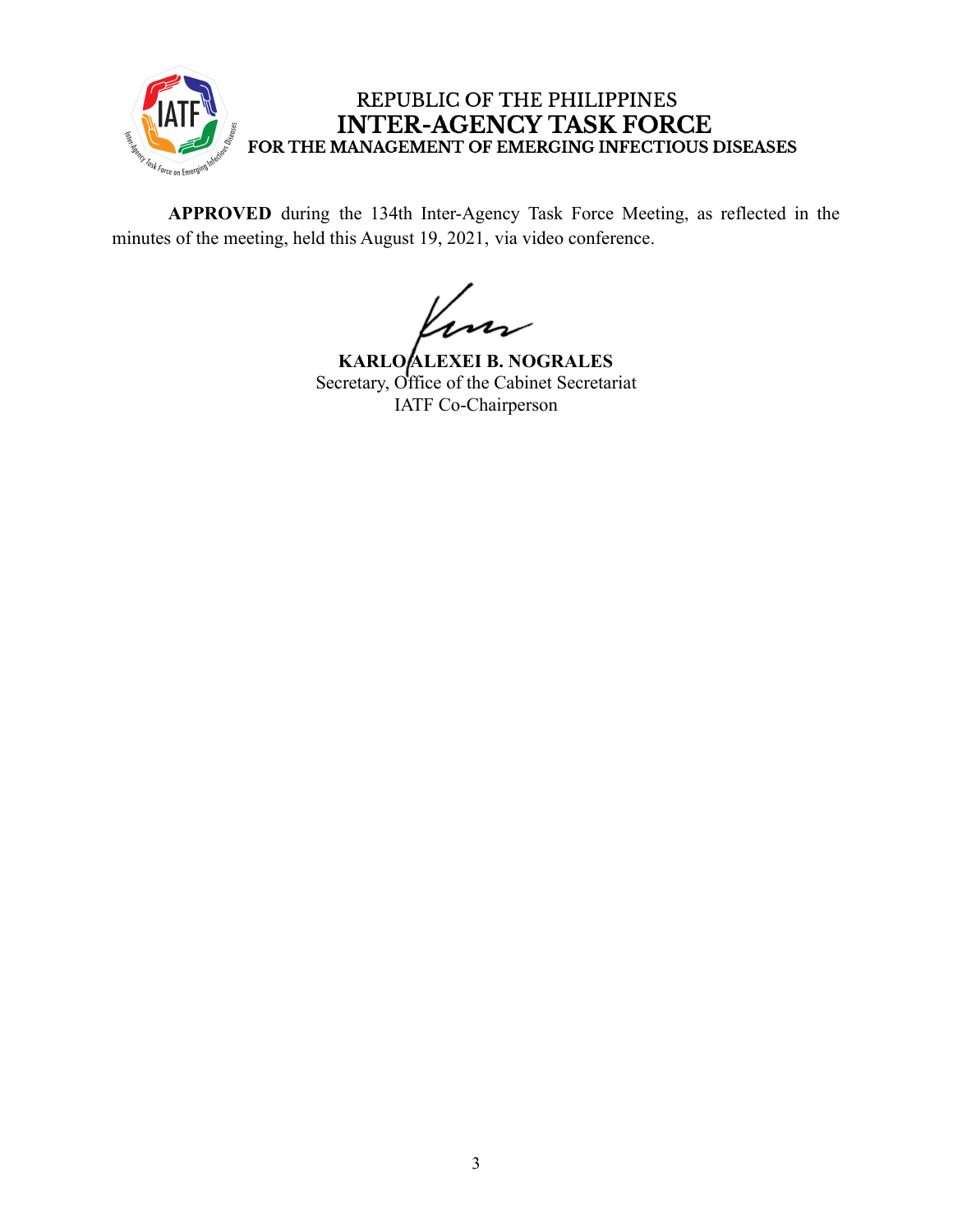REPUBLIC OF THE PHILIPPINES
**INTER-AGENCY TASK FORCE**
**FOR THE MANAGEMENT OF EMERGING INFECTIOUS DISEASES**

**APPROVED** during the 134th Inter-Agency Task Force Meeting, as reflected in the minutes of the meeting, held this August 19, 2021, via video conference.

**KARLO ALEXEI B. NOGRALES**
Secretary, Office of the Cabinet Secretariat
IATF Co-Chairperson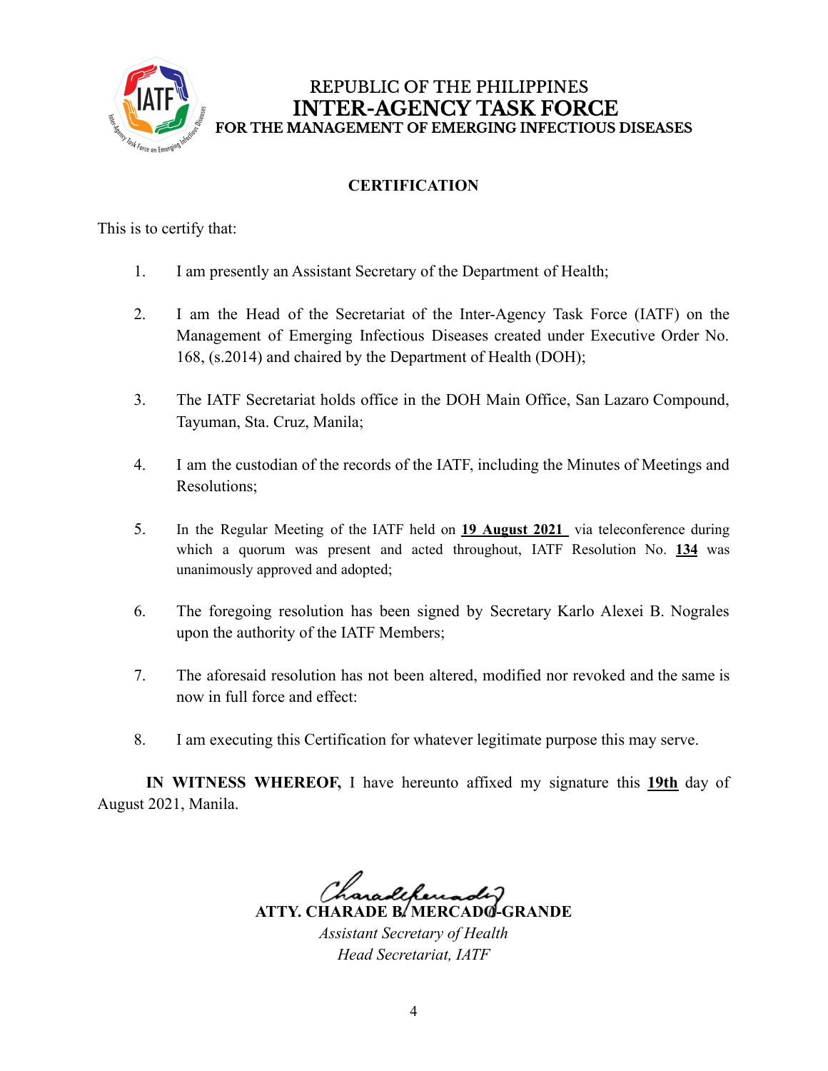REPUBLIC OF THE PHILIPPINES
**INTER-AGENCY TASK FORCE**
**FOR THE MANAGEMENT OF EMERGING INFECTIOUS DISEASES**

## CERTIFICATION

This is to certify that:

1. I am presently an Assistant Secretary of the Department of Health;

2. I am the Head of the Secretariat of the Inter-Agency Task Force (IATF) on the Management of Emerging Infectious Diseases created under Executive Order No. 168, (s.2014) and chaired by the Department of Health (DOH);

3. The IATF Secretariat holds office in the DOH Main Office, San Lazaro Compound, Tayuman, Sta. Cruz, Manila;

4. I am the custodian of the records of the IATF, including the Minutes of Meetings and Resolutions;

5. In the Regular Meeting of the IATF held on **19 August 2021** via teleconference during which a quorum was present and acted throughout, IATF Resolution No. **134** was unanimously approved and adopted;

6. The foregoing resolution has been signed by Secretary Karlo Alexei B. Nograles upon the authority of the IATF Members;

7. The aforesaid resolution has not been altered, modified nor revoked and the same is now in full force and effect:

8. I am executing this Certification for whatever legitimate purpose this may serve.

**IN WITNESS WHEREOF,** I have hereunto affixed my signature this **19th** day of August 2021, Manila.

**ATTY. CHARADE B. MERCADO-GRANDE**
*Assistant Secretary of Health*
*Head Secretariat, IATF*